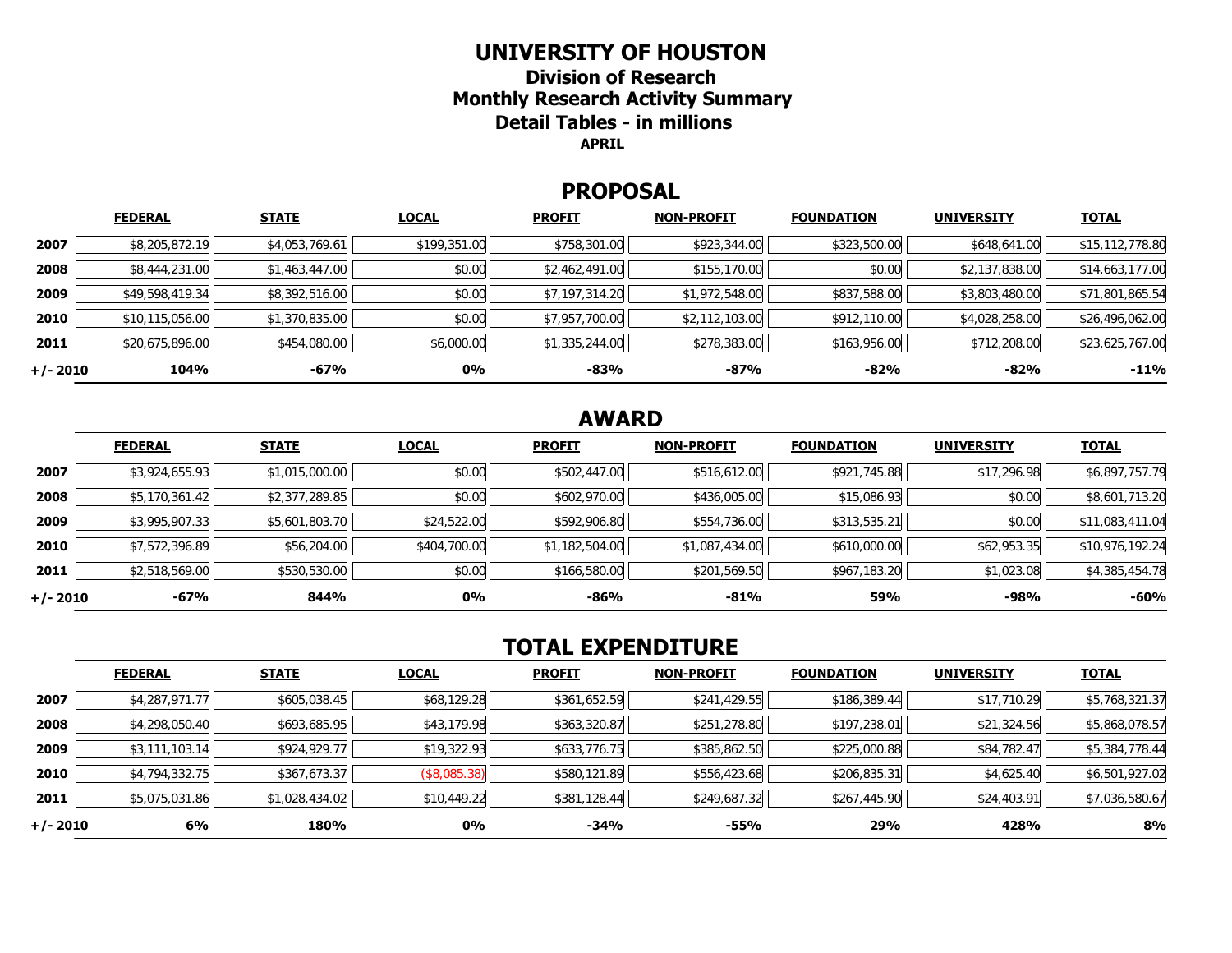# UNIVERSITY OF HOUSTON

## Division of Research

## Monthly Research Activity Summary

## Detail Tables - in millions

**APRIL**

## PROPOSAL

| | FEDERAL | STATE | LOCAL | PROFIT | NON-PROFIT | FOUNDATION | UNIVERSITY | TOTAL |
|---|---|---|---|---|---|---|---|---|
| **2007** | $8,205,872.19 | $4,053,769.61 | $199,351.00 | $758,301.00 | $923,344.00 | $323,500.00 | $648,641.00 | $15,112,778.80 |
| **2008** | $8,444,231.00 | $1,463,447.00 | $0.00 | $2,462,491.00 | $155,170.00 | $0.00 | $2,137,838.00 | $14,663,177.00 |
| **2009** | $49,598,419.34 | $8,392,516.00 | $0.00 | $7,197,314.20 | $1,972,548.00 | $837,588.00 | $3,803,480.00 | $71,801,865.54 |
| **2010** | $10,115,056.00 | $1,370,835.00 | $0.00 | $7,957,700.00 | $2,112,103.00 | $912,110.00 | $4,028,258.00 | $26,496,062.00 |
| **2011** | $20,675,896.00 | $454,080.00 | $6,000.00 | $1,335,244.00 | $278,383.00 | $163,956.00 | $712,208.00 | $23,625,767.00 |
| **+/- 2010** | **104%** | **-67%** | **0%** | **-83%** | **-87%** | **-82%** | **-82%** | **-11%** |

## AWARD

| | FEDERAL | STATE | LOCAL | PROFIT | NON-PROFIT | FOUNDATION | UNIVERSITY | TOTAL |
|---|---|---|---|---|---|---|---|---|
| **2007** | $3,924,655.93 | $1,015,000.00 | $0.00 | $502,447.00 | $516,612.00 | $921,745.88 | $17,296.98 | $6,897,757.79 |
| **2008** | $5,170,361.42 | $2,377,289.85 | $0.00 | $602,970.00 | $436,005.00 | $15,086.93 | $0.00 | $8,601,713.20 |
| **2009** | $3,995,907.33 | $5,601,803.70 | $24,522.00 | $592,906.80 | $554,736.00 | $313,535.21 | $0.00 | $11,083,411.04 |
| **2010** | $7,572,396.89 | $56,204.00 | $404,700.00 | $1,182,504.00 | $1,087,434.00 | $610,000.00 | $62,953.35 | $10,976,192.24 |
| **2011** | $2,518,569.00 | $530,530.00 | $0.00 | $166,580.00 | $201,569.50 | $967,183.20 | $1,023.08 | $4,385,454.78 |
| **+/- 2010** | **-67%** | **844%** | **0%** | **-86%** | **-81%** | **59%** | **-98%** | **-60%** |

## TOTAL EXPENDITURE

| | FEDERAL | STATE | LOCAL | PROFIT | NON-PROFIT | FOUNDATION | UNIVERSITY | TOTAL |
|---|---|---|---|---|---|---|---|---|
| **2007** | $4,287,971.77 | $605,038.45 | $68,129.28 | $361,652.59 | $241,429.55 | $186,389.44 | $17,710.29 | $5,768,321.37 |
| **2008** | $4,298,050.40 | $693,685.95 | $43,179.98 | $363,320.87 | $251,278.80 | $197,238.01 | $21,324.56 | $5,868,078.57 |
| **2009** | $3,111,103.14 | $924,929.77 | $19,322.93 | $633,776.75 | $385,862.50 | $225,000.88 | $84,782.47 | $5,384,778.44 |
| **2010** | $4,794,332.75 | $367,673.37 | ($8,085.38) | $580,121.89 | $556,423.68 | $206,835.31 | $4,625.40 | $6,501,927.02 |
| **2011** | $5,075,031.86 | $1,028,434.02 | $10,449.22 | $381,128.44 | $249,687.32 | $267,445.90 | $24,403.91 | $7,036,580.67 |
| **+/- 2010** | **6%** | **180%** | **0%** | **-34%** | **-55%** | **29%** | **428%** | **8%** |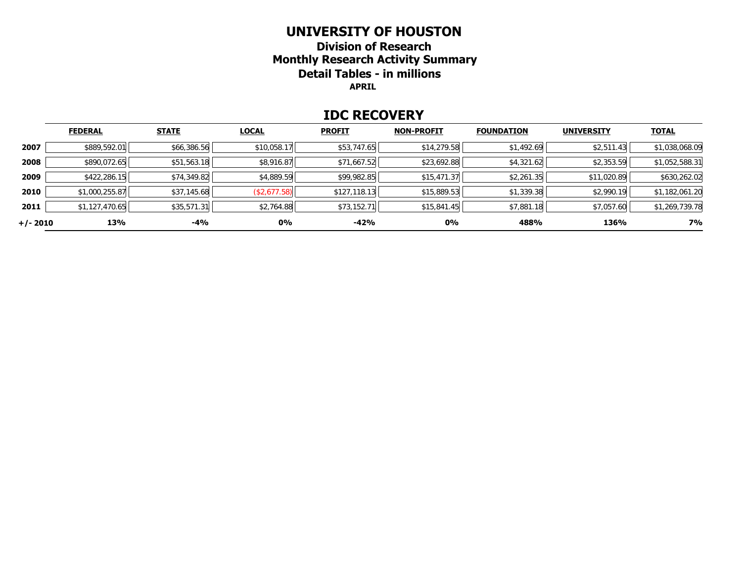# UNIVERSITY OF HOUSTON

## Division of Research

## Monthly Research Activity Summary

## Detail Tables - in millions

**APRIL**

## IDC RECOVERY

| | FEDERAL | STATE | LOCAL | PROFIT | NON-PROFIT | FOUNDATION | UNIVERSITY | TOTAL |
|---|---|---|---|---|---|---|---|---|
| **2007** | $889,592.01 | $66,386.56 | $10,058.17 | $53,747.65 | $14,279.58 | $1,492.69 | $2,511.43 | $1,038,068.09 |
| **2008** | $890,072.65 | $51,563.18 | $8,916.87 | $71,667.52 | $23,692.88 | $4,321.62 | $2,353.59 | $1,052,588.31 |
| **2009** | $422,286.15 | $74,349.82 | $4,889.59 | $99,982.85 | $15,471.37 | $2,261.35 | $11,020.89 | $630,262.02 |
| **2010** | $1,000,255.87 | $37,145.68 | ($2,677.58) | $127,118.13 | $15,889.53 | $1,339.38 | $2,990.19 | $1,182,061.20 |
| **2011** | $1,127,470.65 | $35,571.31 | $2,764.88 | $73,152.71 | $15,841.45 | $7,881.18 | $7,057.60 | $1,269,739.78 |
| **+/- 2010** | **13%** | **-4%** | **0%** | **-42%** | **0%** | **488%** | **136%** | **7%** |